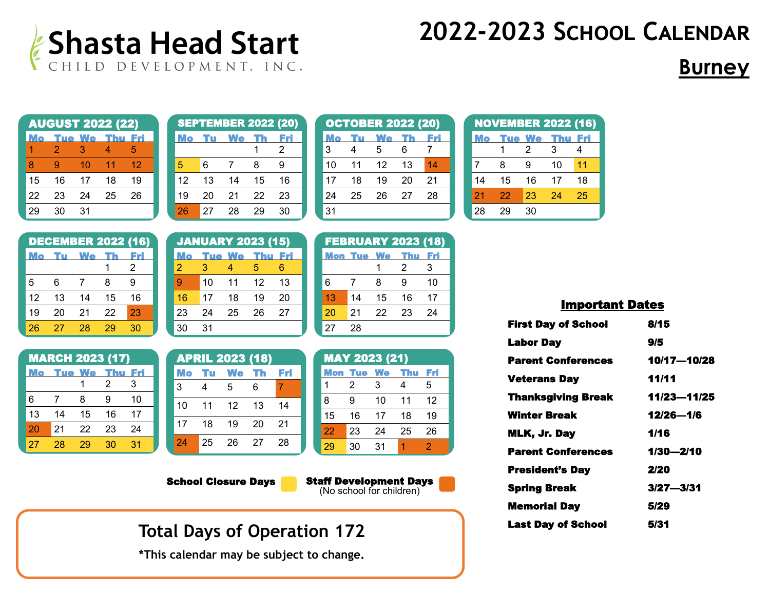# Shasta Head Start

CHILD DEVELOPMENT, INC.

# 2022-2023 School Calendar

## Burney

### AUGUST 2022 (22)

| Mo | Tue | We | Thu | Fri |
|---|---|---|---|---|
| 1 | 2 | 3 | 4 | 5 |
| 8 | 9 | 10 | 11 | 12 |
| 15 | 16 | 17 | 18 | 19 |
| 22 | 23 | 24 | 25 | 26 |
| 29 | 30 | 31 | | |

### SEPTEMBER 2022 (20)

| Mo | Tu | We | Th | Fri |
|---|---|---|---|---|
| | | | 1 | 2 |
| 5 | 6 | 7 | 8 | 9 |
| 12 | 13 | 14 | 15 | 16 |
| 19 | 20 | 21 | 22 | 23 |
| 26 | 27 | 28 | 29 | 30 |

### OCTOBER 2022 (20)

| Mo | Tu | We | Th | Fri |
|---|---|---|---|---|
| 3 | 4 | 5 | 6 | 7 |
| 10 | 11 | 12 | 13 | 14 |
| 17 | 18 | 19 | 20 | 21 |
| 24 | 25 | 26 | 27 | 28 |
| 31 | | | | |

### NOVEMBER 2022 (16)

| Mo | Tue | We | Thu | Fri |
|---|---|---|---|---|
| | 1 | 2 | 3 | 4 |
| 7 | 8 | 9 | 10 | 11 |
| 14 | 15 | 16 | 17 | 18 |
| 21 | 22 | 23 | 24 | 25 |
| 28 | 29 | 30 | | |

### DECEMBER 2022 (16)

| Mo | Tu | We | Th | Fri |
|---|---|---|---|---|
| | | | 1 | 2 |
| 5 | 6 | 7 | 8 | 9 |
| 12 | 13 | 14 | 15 | 16 |
| 19 | 20 | 21 | 22 | 23 |
| 26 | 27 | 28 | 29 | 30 |

### JANUARY 2023 (15)

| Mo | Tue | We | Thu | Fri |
|---|---|---|---|---|
| 2 | 3 | 4 | 5 | 6 |
| 9 | 10 | 11 | 12 | 13 |
| 16 | 17 | 18 | 19 | 20 |
| 23 | 24 | 25 | 26 | 27 |
| 30 | 31 | | | |

### FEBRUARY 2023 (18)

| Mon | Tue | We | Thu | Fri |
|---|---|---|---|---|
| | | 1 | 2 | 3 |
| 6 | 7 | 8 | 9 | 10 |
| 13 | 14 | 15 | 16 | 17 |
| 20 | 21 | 22 | 23 | 24 |
| 27 | 28 | | | |

### MARCH 2023 (17)

| Mo | Tue | We | Thu | Fri |
|---|---|---|---|---|
| | | 1 | 2 | 3 |
| 6 | 7 | 8 | 9 | 10 |
| 13 | 14 | 15 | 16 | 17 |
| 20 | 21 | 22 | 23 | 24 |
| 27 | 28 | 29 | 30 | 31 |

### APRIL 2023 (18)

| Mo | Tu | We | Th | Fri |
|---|---|---|---|---|
| 3 | 4 | 5 | 6 | 7 |
| 10 | 11 | 12 | 13 | 14 |
| 17 | 18 | 19 | 20 | 21 |
| 24 | 25 | 26 | 27 | 28 |

### MAY 2023 (21)

| Mon | Tue | We | Thu | Fri |
|---|---|---|---|---|
| 1 | 2 | 3 | 4 | 5 |
| 8 | 9 | 10 | 11 | 12 |
| 15 | 16 | 17 | 18 | 19 |
| 22 | 23 | 24 | 25 | 26 |
| 29 | 30 | 31 | 1 | 2 |

**School Closure Days** (yellow) **Staff Development Days** (orange) (No school for children)

**School Closure Days:** 9/5, 11/11, 11/23–11/25, 12/26–12/30, 1/2–1/6, 1/16, 2/20, 3/27–3/31, 5/29

**Staff Development Days:** 8/1–8/5, 8/8–8/12, 9/26, 10/14, 11/21–11/22, 12/23, 1/9, 2/13, 3/20, 4/7, 4/24, 5/22, 6/1–6/2

## Important Dates

| | |
|---|---|
| **First Day of School** | **8/15** |
| **Labor Day** | **9/5** |
| **Parent Conferences** | **10/17—10/28** |
| **Veterans Day** | **11/11** |
| **Thanksgiving Break** | **11/23—11/25** |
| **Winter Break** | **12/26—1/6** |
| **MLK, Jr. Day** | **1/16** |
| **Parent Conferences** | **1/30—2/10** |
| **President's Day** | **2/20** |
| **Spring Break** | **3/27—3/31** |
| **Memorial Day** | **5/29** |
| **Last Day of School** | **5/31** |

## Total Days of Operation 172

**\*This calendar may be subject to change.**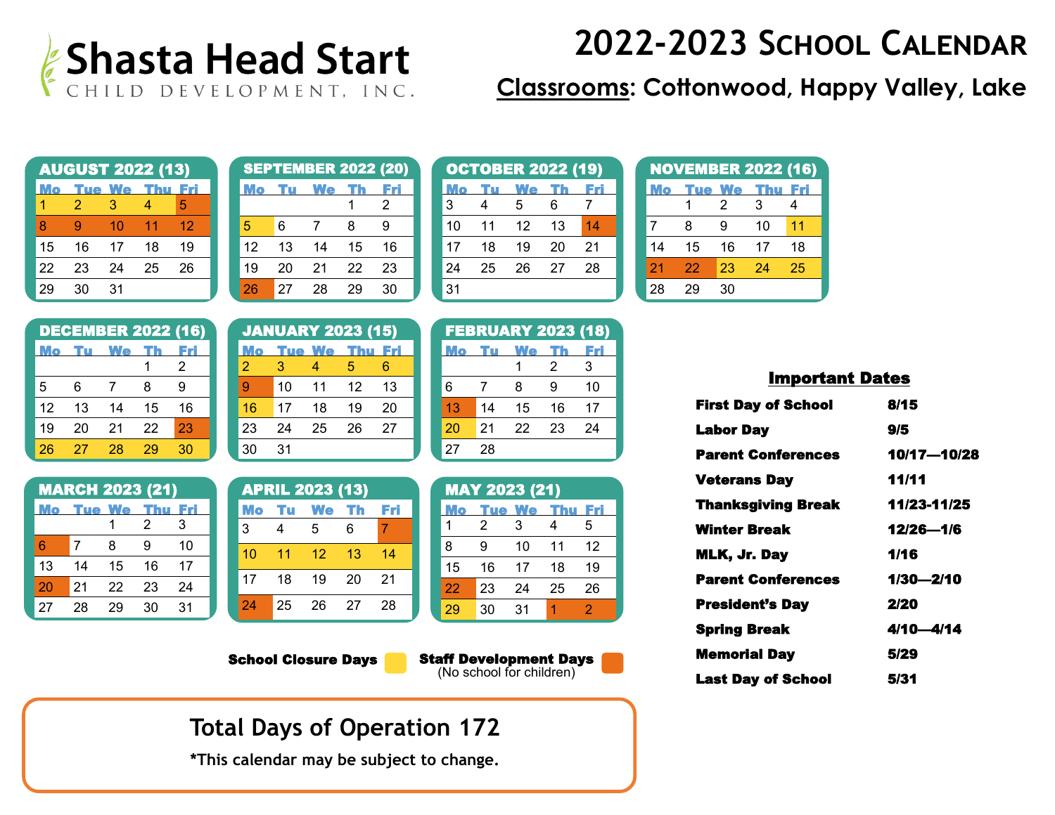# Shasta Head Start

CHILD DEVELOPMENT, INC.

# 2022-2023 School Calendar

**Classrooms: Cottonwood, Happy Valley, Lake**

### AUGUST 2022 (13)

| Mo | Tue | We | Thu | Fri |
|---|---|---|---|---|
| 1 | 2 | 3 | 4 | 5 |
| 8 | 9 | 10 | 11 | 12 |
| 15 | 16 | 17 | 18 | 19 |
| 22 | 23 | 24 | 25 | 26 |
| 29 | 30 | 31 | | |

### SEPTEMBER 2022 (20)

| Mo | Tu | We | Th | Fri |
|---|---|---|---|---|
| | | | 1 | 2 |
| 5 | 6 | 7 | 8 | 9 |
| 12 | 13 | 14 | 15 | 16 |
| 19 | 20 | 21 | 22 | 23 |
| 26 | 27 | 28 | 29 | 30 |

### OCTOBER 2022 (19)

| Mo | Tu | We | Th | Fri |
|---|---|---|---|---|
| 3 | 4 | 5 | 6 | 7 |
| 10 | 11 | 12 | 13 | 14 |
| 17 | 18 | 19 | 20 | 21 |
| 24 | 25 | 26 | 27 | 28 |
| 31 | | | | |

### NOVEMBER 2022 (16)

| Mo | Tue | We | Thu | Fri |
|---|---|---|---|---|
| | 1 | 2 | 3 | 4 |
| 7 | 8 | 9 | 10 | 11 |
| 14 | 15 | 16 | 17 | 18 |
| 21 | 22 | 23 | 24 | 25 |
| 28 | 29 | 30 | | |

### DECEMBER 2022 (16)

| Mo | Tu | We | Th | Fri |
|---|---|---|---|---|
| | | | 1 | 2 |
| 5 | 6 | 7 | 8 | 9 |
| 12 | 13 | 14 | 15 | 16 |
| 19 | 20 | 21 | 22 | 23 |
| 26 | 27 | 28 | 29 | 30 |

### JANUARY 2023 (15)

| Mo | Tue | We | Thu | Fri |
|---|---|---|---|---|
| 2 | 3 | 4 | 5 | 6 |
| 9 | 10 | 11 | 12 | 13 |
| 16 | 17 | 18 | 19 | 20 |
| 23 | 24 | 25 | 26 | 27 |
| 30 | 31 | | | |

### FEBRUARY 2023 (18)

| Mo | Tu | We | Th | Fri |
|---|---|---|---|---|
| | | 1 | 2 | 3 |
| 6 | 7 | 8 | 9 | 10 |
| 13 | 14 | 15 | 16 | 17 |
| 20 | 21 | 22 | 23 | 24 |
| 27 | 28 | | | |

### MARCH 2023 (21)

| Mo | Tue | We | Thu | Fri |
|---|---|---|---|---|
| | | 1 | 2 | 3 |
| 6 | 7 | 8 | 9 | 10 |
| 13 | 14 | 15 | 16 | 17 |
| 20 | 21 | 22 | 23 | 24 |
| 27 | 28 | 29 | 30 | 31 |

### APRIL 2023 (13)

| Mo | Tu | We | Th | Fri |
|---|---|---|---|---|
| 3 | 4 | 5 | 6 | 7 |
| 10 | 11 | 12 | 13 | 14 |
| 17 | 18 | 19 | 20 | 21 |
| 24 | 25 | 26 | 27 | 28 |

### MAY 2023 (21)

| Mo | Tue | We | Thu | Fri |
|---|---|---|---|---|
| 1 | 2 | 3 | 4 | 5 |
| 8 | 9 | 10 | 11 | 12 |
| 15 | 16 | 17 | 18 | 19 |
| 22 | 23 | 24 | 25 | 26 |
| 29 | 30 | 31 | 1 | 2 |

**School Closure Days** | **Staff Development Days** (No school for children)

### Important Dates

| | |
|---|---|
| **First Day of School** | **8/15** |
| **Labor Day** | **9/5** |
| **Parent Conferences** | **10/17—10/28** |
| **Veterans Day** | **11/11** |
| **Thanksgiving Break** | **11/23-11/25** |
| **Winter Break** | **12/26—1/6** |
| **MLK, Jr. Day** | **1/16** |
| **Parent Conferences** | **1/30—2/10** |
| **President's Day** | **2/20** |
| **Spring Break** | **4/10—4/14** |
| **Memorial Day** | **5/29** |
| **Last Day of School** | **5/31** |

## Total Days of Operation 172

**\*This calendar may be subject to change.**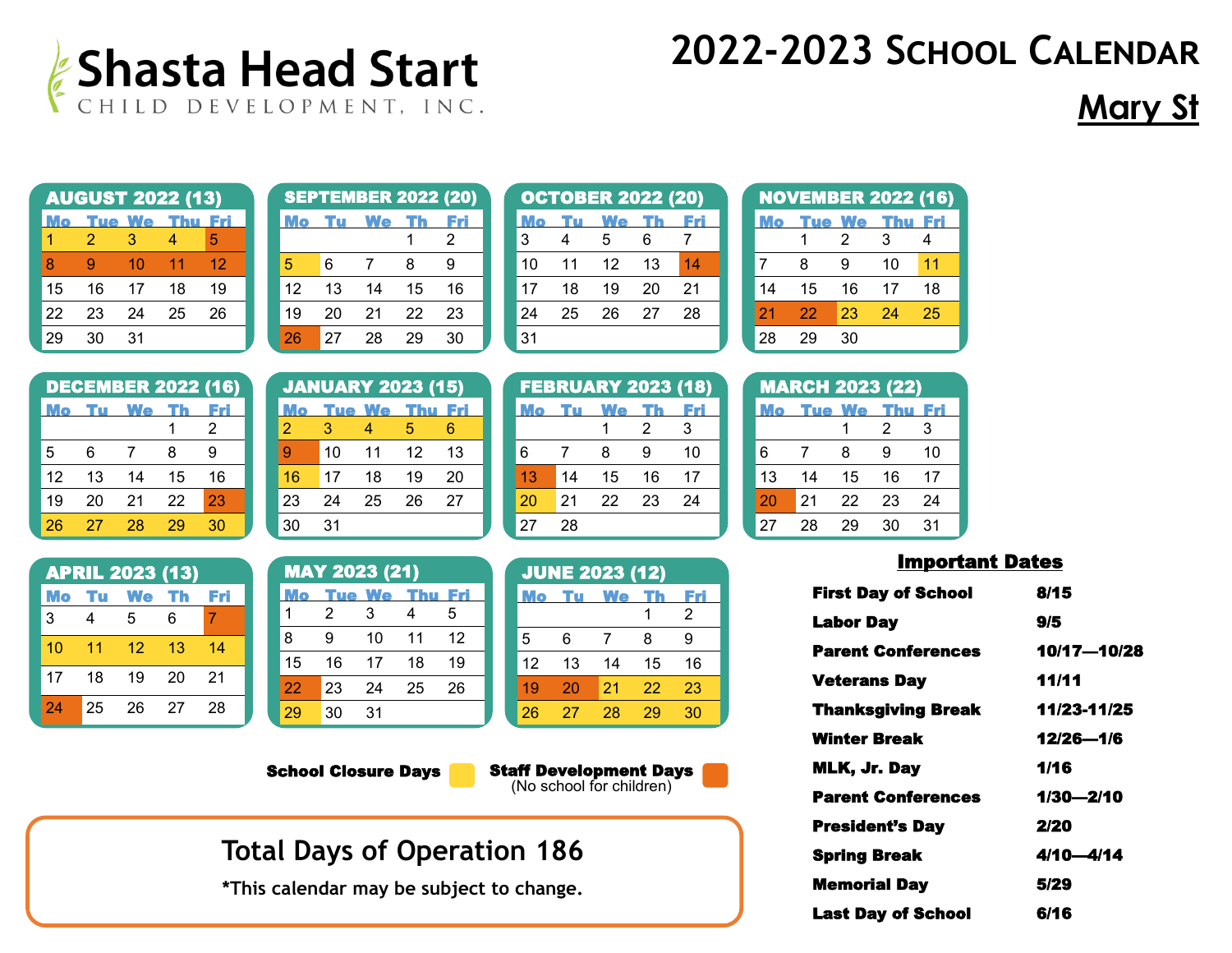# Shasta Head Start

CHILD DEVELOPMENT, INC.

# 2022-2023 School Calendar

## Mary St

### AUGUST 2022 (13)

| Mo | Tue | We | Thu | Fri |
|---|---|---|---|---|
| 1 | 2 | 3 | 4 | 5 |
| 8 | 9 | 10 | 11 | 12 |
| 15 | 16 | 17 | 18 | 19 |
| 22 | 23 | 24 | 25 | 26 |
| 29 | 30 | 31 | | |

### SEPTEMBER 2022 (20)

| Mo | Tu | We | Th | Fri |
|---|---|---|---|---|
| | | | 1 | 2 |
| 5 | 6 | 7 | 8 | 9 |
| 12 | 13 | 14 | 15 | 16 |
| 19 | 20 | 21 | 22 | 23 |
| 26 | 27 | 28 | 29 | 30 |

### OCTOBER 2022 (20)

| Mo | Tu | We | Th | Fri |
|---|---|---|---|---|
| 3 | 4 | 5 | 6 | 7 |
| 10 | 11 | 12 | 13 | 14 |
| 17 | 18 | 19 | 20 | 21 |
| 24 | 25 | 26 | 27 | 28 |
| 31 | | | | |

### NOVEMBER 2022 (16)

| Mo | Tue | We | Thu | Fri |
|---|---|---|---|---|
| | 1 | 2 | 3 | 4 |
| 7 | 8 | 9 | 10 | 11 |
| 14 | 15 | 16 | 17 | 18 |
| 21 | 22 | 23 | 24 | 25 |
| 28 | 29 | 30 | | |

### DECEMBER 2022 (16)

| Mo | Tu | We | Th | Fri |
|---|---|---|---|---|
| | | | 1 | 2 |
| 5 | 6 | 7 | 8 | 9 |
| 12 | 13 | 14 | 15 | 16 |
| 19 | 20 | 21 | 22 | 23 |
| 26 | 27 | 28 | 29 | 30 |

### JANUARY 2023 (15)

| Mo | Tue | We | Thu | Fri |
|---|---|---|---|---|
| 2 | 3 | 4 | 5 | 6 |
| 9 | 10 | 11 | 12 | 13 |
| 16 | 17 | 18 | 19 | 20 |
| 23 | 24 | 25 | 26 | 27 |
| 30 | 31 | | | |

### FEBRUARY 2023 (18)

| Mo | Tu | We | Th | Fri |
|---|---|---|---|---|
| | | 1 | 2 | 3 |
| 6 | 7 | 8 | 9 | 10 |
| 13 | 14 | 15 | 16 | 17 |
| 20 | 21 | 22 | 23 | 24 |
| 27 | 28 | | | |

### MARCH 2023 (22)

| Mo | Tue | We | Thu | Fri |
|---|---|---|---|---|
| | | 1 | 2 | 3 |
| 6 | 7 | 8 | 9 | 10 |
| 13 | 14 | 15 | 16 | 17 |
| 20 | 21 | 22 | 23 | 24 |
| 27 | 28 | 29 | 30 | 31 |

### APRIL 2023 (13)

| Mo | Tu | We | Th | Fri |
|---|---|---|---|---|
| 3 | 4 | 5 | 6 | 7 |
| 10 | 11 | 12 | 13 | 14 |
| 17 | 18 | 19 | 20 | 21 |
| 24 | 25 | 26 | 27 | 28 |

### MAY 2023 (21)

| Mo | Tue | We | Thu | Fri |
|---|---|---|---|---|
| 1 | 2 | 3 | 4 | 5 |
| 8 | 9 | 10 | 11 | 12 |
| 15 | 16 | 17 | 18 | 19 |
| 22 | 23 | 24 | 25 | 26 |
| 29 | 30 | 31 | | |

### JUNE 2023 (12)

| Mo | Tu | We | Th | Fri |
|---|---|---|---|---|
| | | | 1 | 2 |
| 5 | 6 | 7 | 8 | 9 |
| 12 | 13 | 14 | 15 | 16 |
| 19 | 20 | 21 | 22 | 23 |
| 26 | 27 | 28 | 29 | 30 |

**School Closure Days** **Staff Development Days** (No school for children)

## Total Days of Operation 186

**\*This calendar may be subject to change.**

### Important Dates

| Event | Date |
|---|---|
| **First Day of School** | **8/15** |
| **Labor Day** | **9/5** |
| **Parent Conferences** | **10/17—10/28** |
| **Veterans Day** | **11/11** |
| **Thanksgiving Break** | **11/23-11/25** |
| **Winter Break** | **12/26—1/6** |
| **MLK, Jr. Day** | **1/16** |
| **Parent Conferences** | **1/30—2/10** |
| **President's Day** | **2/20** |
| **Spring Break** | **4/10—4/14** |
| **Memorial Day** | **5/29** |
| **Last Day of School** | **6/16** |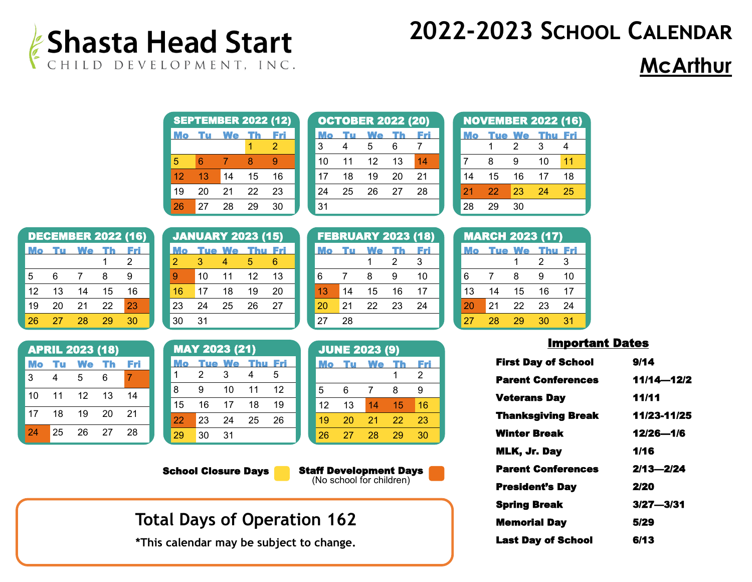# Shasta Head Start

CHILD DEVELOPMENT, INC.

# 2022-2023 School Calendar

## McArthur

### SEPTEMBER 2022 (12)

| Mo | Tu | We | Th | Fri |
|---|---|---|---|---|
| | | | 1 | 2 |
| 5 | 6 | 7 | 8 | 9 |
| 12 | 13 | 14 | 15 | 16 |
| 19 | 20 | 21 | 22 | 23 |
| 26 | 27 | 28 | 29 | 30 |

### OCTOBER 2022 (20)

| Mo | Tu | We | Th | Fri |
|---|---|---|---|---|
| 3 | 4 | 5 | 6 | 7 |
| 10 | 11 | 12 | 13 | 14 |
| 17 | 18 | 19 | 20 | 21 |
| 24 | 25 | 26 | 27 | 28 |
| 31 | | | | |

### NOVEMBER 2022 (16)

| Mo | Tue | We | Thu | Fri |
|---|---|---|---|---|
| | 1 | 2 | 3 | 4 |
| 7 | 8 | 9 | 10 | 11 |
| 14 | 15 | 16 | 17 | 18 |
| 21 | 22 | 23 | 24 | 25 |
| 28 | 29 | 30 | | |

### DECEMBER 2022 (16)

| Mo | Tu | We | Th | Fri |
|---|---|---|---|---|
| | | | 1 | 2 |
| 5 | 6 | 7 | 8 | 9 |
| 12 | 13 | 14 | 15 | 16 |
| 19 | 20 | 21 | 22 | 23 |
| 26 | 27 | 28 | 29 | 30 |

### JANUARY 2023 (15)

| Mo | Tue | We | Thu | Fri |
|---|---|---|---|---|
| 2 | 3 | 4 | 5 | 6 |
| 9 | 10 | 11 | 12 | 13 |
| 16 | 17 | 18 | 19 | 20 |
| 23 | 24 | 25 | 26 | 27 |
| 30 | 31 | | | |

### FEBRUARY 2023 (18)

| Mo | Tu | We | Th | Fri |
|---|---|---|---|---|
| | | 1 | 2 | 3 |
| 6 | 7 | 8 | 9 | 10 |
| 13 | 14 | 15 | 16 | 17 |
| 20 | 21 | 22 | 23 | 24 |
| 27 | 28 | | | |

### MARCH 2023 (17)

| Mo | Tue | We | Thu | Fri |
|---|---|---|---|---|
| | | 1 | 2 | 3 |
| 6 | 7 | 8 | 9 | 10 |
| 13 | 14 | 15 | 16 | 17 |
| 20 | 21 | 22 | 23 | 24 |
| 27 | 28 | 29 | 30 | 31 |

### APRIL 2023 (18)

| Mo | Tu | We | Th | Fri |
|---|---|---|---|---|
| 3 | 4 | 5 | 6 | 7 |
| 10 | 11 | 12 | 13 | 14 |
| 17 | 18 | 19 | 20 | 21 |
| 24 | 25 | 26 | 27 | 28 |

### MAY 2023 (21)

| Mo | Tue | We | Thu | Fri |
|---|---|---|---|---|
| 1 | 2 | 3 | 4 | 5 |
| 8 | 9 | 10 | 11 | 12 |
| 15 | 16 | 17 | 18 | 19 |
| 22 | 23 | 24 | 25 | 26 |
| 29 | 30 | 31 | | |

### JUNE 2023 (9)

| Mo | Tu | We | Th | Fri |
|---|---|---|---|---|
| | | | 1 | 2 |
| 5 | 6 | 7 | 8 | 9 |
| 12 | 13 | 14 | 15 | 16 |
| 19 | 20 | 21 | 22 | 23 |
| 26 | 27 | 28 | 29 | 30 |

**School Closure Days** (Sept 1–2, 5; Nov 11, 23–25; Dec 26–30; Jan 2–6, 16; Feb 20; Mar 27–31; May 29; June 16, 19–23, 26–30)

**Staff Development Days** (No school for children) (Sept 6–9, 12–13, 26; Oct 14; Nov 21–22; Dec 23; Jan 9; Feb 13; Mar 20; Apr 7, 24; May 22; June 14–15)

## Important Dates

| | |
|---|---|
| **First Day of School** | **9/14** |
| **Parent Conferences** | **11/14—12/2** |
| **Veterans Day** | **11/11** |
| **Thanksgiving Break** | **11/23-11/25** |
| **Winter Break** | **12/26—1/6** |
| **MLK, Jr. Day** | **1/16** |
| **Parent Conferences** | **2/13—2/24** |
| **President's Day** | **2/20** |
| **Spring Break** | **3/27—3/31** |
| **Memorial Day** | **5/29** |
| **Last Day of School** | **6/13** |

**Total Days of Operation 162**

***This calendar may be subject to change.**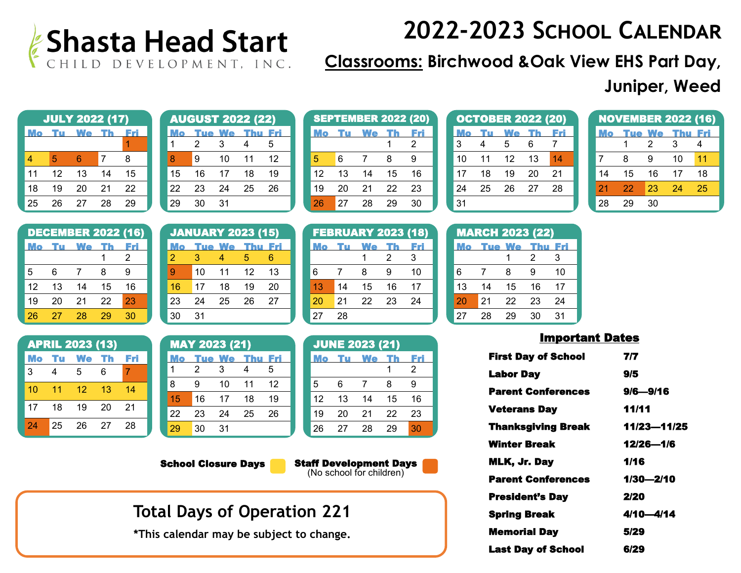Shasta Head Start
CHILD DEVELOPMENT, INC.

# 2022-2023 School Calendar

**Classrooms:** Birchwood & Oak View EHS Part Day, Juniper, Weed

### JULY 2022 (17)

| Mo | Tu | We | Th | Fri |
|---|---|---|---|---|
| | | | | 1 |
| 4 | 5 | 6 | 7 | 8 |
| 11 | 12 | 13 | 14 | 15 |
| 18 | 19 | 20 | 21 | 22 |
| 25 | 26 | 27 | 28 | 29 |

### AUGUST 2022 (22)

| Mo | Tue | We | Thu | Fri |
|---|---|---|---|---|
| 1 | 2 | 3 | 4 | 5 |
| 8 | 9 | 10 | 11 | 12 |
| 15 | 16 | 17 | 18 | 19 |
| 22 | 23 | 24 | 25 | 26 |
| 29 | 30 | 31 | | |

### SEPTEMBER 2022 (20)

| Mo | Tu | We | Th | Fri |
|---|---|---|---|---|
| | | | 1 | 2 |
| 5 | 6 | 7 | 8 | 9 |
| 12 | 13 | 14 | 15 | 16 |
| 19 | 20 | 21 | 22 | 23 |
| 26 | 27 | 28 | 29 | 30 |

### OCTOBER 2022 (20)

| Mo | Tu | We | Th | Fri |
|---|---|---|---|---|
| 3 | 4 | 5 | 6 | 7 |
| 10 | 11 | 12 | 13 | 14 |
| 17 | 18 | 19 | 20 | 21 |
| 24 | 25 | 26 | 27 | 28 |
| 31 | | | | |

### NOVEMBER 2022 (16)

| Mo | Tue | We | Thu | Fri |
|---|---|---|---|---|
| | 1 | 2 | 3 | 4 |
| 7 | 8 | 9 | 10 | 11 |
| 14 | 15 | 16 | 17 | 18 |
| 21 | 22 | 23 | 24 | 25 |
| 28 | 29 | 30 | | |

### DECEMBER 2022 (16)

| Mo | Tu | We | Th | Fri |
|---|---|---|---|---|
| | | | 1 | 2 |
| 5 | 6 | 7 | 8 | 9 |
| 12 | 13 | 14 | 15 | 16 |
| 19 | 20 | 21 | 22 | 23 |
| 26 | 27 | 28 | 29 | 30 |

### JANUARY 2023 (15)

| Mo | Tue | We | Thu | Fri |
|---|---|---|---|---|
| 2 | 3 | 4 | 5 | 6 |
| 9 | 10 | 11 | 12 | 13 |
| 16 | 17 | 18 | 19 | 20 |
| 23 | 24 | 25 | 26 | 27 |
| 30 | 31 | | | |

### FEBRUARY 2023 (18)

| Mo | Tu | We | Th | Fri |
|---|---|---|---|---|
| | | 1 | 2 | 3 |
| 6 | 7 | 8 | 9 | 10 |
| 13 | 14 | 15 | 16 | 17 |
| 20 | 21 | 22 | 23 | 24 |
| 27 | 28 | | | |

### MARCH 2023 (22)

| Mo | Tue | We | Thu | Fri |
|---|---|---|---|---|
| | | 1 | 2 | 3 |
| 6 | 7 | 8 | 9 | 10 |
| 13 | 14 | 15 | 16 | 17 |
| 20 | 21 | 22 | 23 | 24 |
| 27 | 28 | 29 | 30 | 31 |

### APRIL 2023 (13)

| Mo | Tu | We | Th | Fri |
|---|---|---|---|---|
| 3 | 4 | 5 | 6 | 7 |
| 10 | 11 | 12 | 13 | 14 |
| 17 | 18 | 19 | 20 | 21 |
| 24 | 25 | 26 | 27 | 28 |

### MAY 2023 (21)

| Mo | Tue | We | Thu | Fri |
|---|---|---|---|---|
| 1 | 2 | 3 | 4 | 5 |
| 8 | 9 | 10 | 11 | 12 |
| 15 | 16 | 17 | 18 | 19 |
| 22 | 23 | 24 | 25 | 26 |
| 29 | 30 | 31 | | |

### JUNE 2023 (21)

| Mo | Tu | We | Th | Fri |
|---|---|---|---|---|
| | | | 1 | 2 |
| 5 | 6 | 7 | 8 | 9 |
| 12 | 13 | 14 | 15 | 16 |
| 19 | 20 | 21 | 22 | 23 |
| 26 | 27 | 28 | 29 | 30 |

**School Closure Days** (yellow): 7/4; 9/5; 11/11; 11/23–11/25; 12/26–12/30; 1/2–1/6; 1/16; 2/20; 4/10–4/14; 5/29

**Staff Development Days** (orange) (No school for children): 7/1; 7/5; 7/6; 8/8; 9/26; 10/14; 11/21; 11/22; 12/23; 1/9; 2/13; 3/20; 4/7; 4/24; 5/15; 6/30

## Total Days of Operation 221

*This calendar may be subject to change.

## Important Dates

| | |
|---|---|
| **First Day of School** | **7/7** |
| **Labor Day** | **9/5** |
| **Parent Conferences** | **9/6—9/16** |
| **Veterans Day** | **11/11** |
| **Thanksgiving Break** | **11/23—11/25** |
| **Winter Break** | **12/26—1/6** |
| **MLK, Jr. Day** | **1/16** |
| **Parent Conferences** | **1/30—2/10** |
| **President's Day** | **2/20** |
| **Spring Break** | **4/10—4/14** |
| **Memorial Day** | **5/29** |
| **Last Day of School** | **6/29** |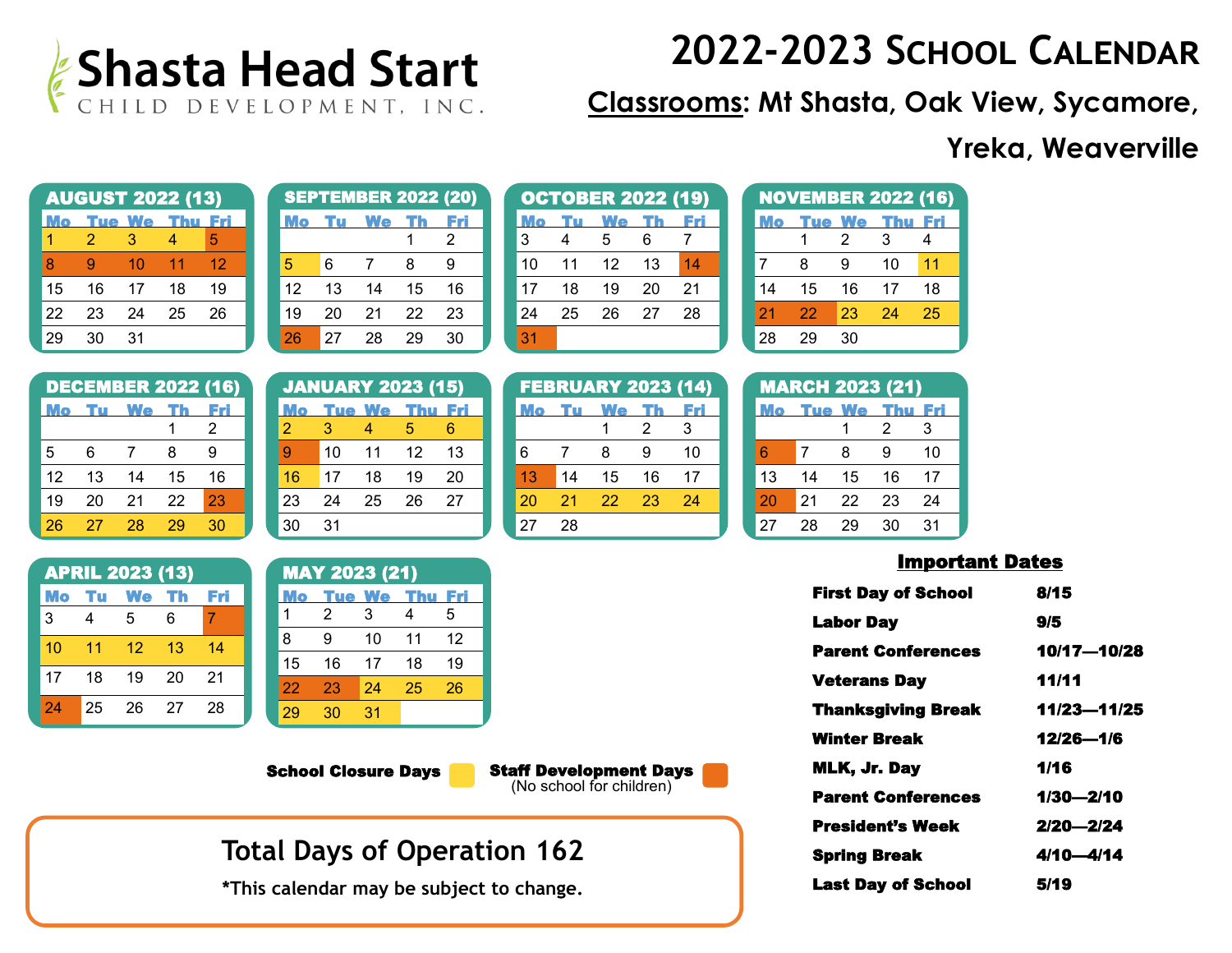Shasta Head Start
CHILD DEVELOPMENT, INC.

# 2022-2023 School Calendar

**Classrooms: Mt Shasta, Oak View, Sycamore, Yreka, Weaverville**

### AUGUST 2022 (13)

| Mo | Tue | We | Thu | Fri |
|---|---|---|---|---|
| 1 | 2 | 3 | 4 | 5 |
| 8 | 9 | 10 | 11 | 12 |
| 15 | 16 | 17 | 18 | 19 |
| 22 | 23 | 24 | 25 | 26 |
| 29 | 30 | 31 | | |

### SEPTEMBER 2022 (20)

| Mo | Tu | We | Th | Fri |
|---|---|---|---|---|
| | | | 1 | 2 |
| 5 | 6 | 7 | 8 | 9 |
| 12 | 13 | 14 | 15 | 16 |
| 19 | 20 | 21 | 22 | 23 |
| 26 | 27 | 28 | 29 | 30 |

### OCTOBER 2022 (19)

| Mo | Tu | We | Th | Fri |
|---|---|---|---|---|
| 3 | 4 | 5 | 6 | 7 |
| 10 | 11 | 12 | 13 | 14 |
| 17 | 18 | 19 | 20 | 21 |
| 24 | 25 | 26 | 27 | 28 |
| 31 | | | | |

### NOVEMBER 2022 (16)

| Mo | Tue | We | Thu | Fri |
|---|---|---|---|---|
| | 1 | 2 | 3 | 4 |
| 7 | 8 | 9 | 10 | 11 |
| 14 | 15 | 16 | 17 | 18 |
| 21 | 22 | 23 | 24 | 25 |
| 28 | 29 | 30 | | |

### DECEMBER 2022 (16)

| Mo | Tu | We | Th | Fri |
|---|---|---|---|---|
| | | | 1 | 2 |
| 5 | 6 | 7 | 8 | 9 |
| 12 | 13 | 14 | 15 | 16 |
| 19 | 20 | 21 | 22 | 23 |
| 26 | 27 | 28 | 29 | 30 |

### JANUARY 2023 (15)

| Mo | Tue | We | Thu | Fri |
|---|---|---|---|---|
| 2 | 3 | 4 | 5 | 6 |
| 9 | 10 | 11 | 12 | 13 |
| 16 | 17 | 18 | 19 | 20 |
| 23 | 24 | 25 | 26 | 27 |
| 30 | 31 | | | |

### FEBRUARY 2023 (14)

| Mo | Tu | We | Th | Fri |
|---|---|---|---|---|
| | | 1 | 2 | 3 |
| 6 | 7 | 8 | 9 | 10 |
| 13 | 14 | 15 | 16 | 17 |
| 20 | 21 | 22 | 23 | 24 |
| 27 | 28 | | | |

### MARCH 2023 (21)

| Mo | Tue | We | Thu | Fri |
|---|---|---|---|---|
| | | 1 | 2 | 3 |
| 6 | 7 | 8 | 9 | 10 |
| 13 | 14 | 15 | 16 | 17 |
| 20 | 21 | 22 | 23 | 24 |
| 27 | 28 | 29 | 30 | 31 |

### APRIL 2023 (13)

| Mo | Tu | We | Th | Fri |
|---|---|---|---|---|
| 3 | 4 | 5 | 6 | 7 |
| 10 | 11 | 12 | 13 | 14 |
| 17 | 18 | 19 | 20 | 21 |
| 24 | 25 | 26 | 27 | 28 |

### MAY 2023 (21)

| Mo | Tue | We | Thu | Fri |
|---|---|---|---|---|
| 1 | 2 | 3 | 4 | 5 |
| 8 | 9 | 10 | 11 | 12 |
| 15 | 16 | 17 | 18 | 19 |
| 22 | 23 | 24 | 25 | 26 |
| 29 | 30 | 31 | | |

**School Closure Days** **Staff Development Days** (No school for children)

### Important Dates

| | |
|---|---|
| **First Day of School** | **8/15** |
| **Labor Day** | **9/5** |
| **Parent Conferences** | **10/17—10/28** |
| **Veterans Day** | **11/11** |
| **Thanksgiving Break** | **11/23—11/25** |
| **Winter Break** | **12/26—1/6** |
| **MLK, Jr. Day** | **1/16** |
| **Parent Conferences** | **1/30—2/10** |
| **President's Week** | **2/20—2/24** |
| **Spring Break** | **4/10—4/14** |
| **Last Day of School** | **5/19** |

## Total Days of Operation 162

**\*This calendar may be subject to change.**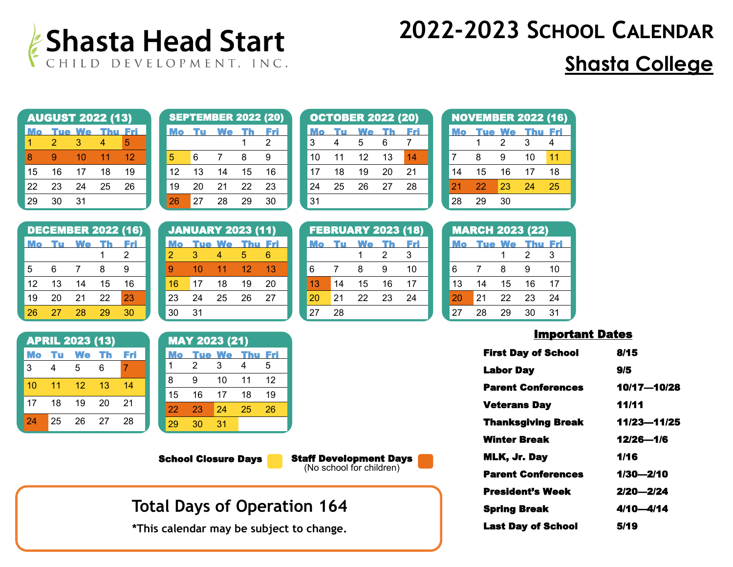# Shasta Head Start

CHILD DEVELOPMENT, INC.

# 2022-2023 School Calendar

## Shasta College

### AUGUST 2022 (13)

| Mo | Tue | We | Thu | Fri |
|---|---|---|---|---|
| 1 | 2 | 3 | 4 | 5 |
| 8 | 9 | 10 | 11 | 12 |
| 15 | 16 | 17 | 18 | 19 |
| 22 | 23 | 24 | 25 | 26 |
| 29 | 30 | 31 | | |

### SEPTEMBER 2022 (20)

| Mo | Tu | We | Th | Fri |
|---|---|---|---|---|
| | | | 1 | 2 |
| 5 | 6 | 7 | 8 | 9 |
| 12 | 13 | 14 | 15 | 16 |
| 19 | 20 | 21 | 22 | 23 |
| 26 | 27 | 28 | 29 | 30 |

### OCTOBER 2022 (20)

| Mo | Tu | We | Th | Fri |
|---|---|---|---|---|
| 3 | 4 | 5 | 6 | 7 |
| 10 | 11 | 12 | 13 | 14 |
| 17 | 18 | 19 | 20 | 21 |
| 24 | 25 | 26 | 27 | 28 |
| 31 | | | | |

### NOVEMBER 2022 (16)

| Mo | Tue | We | Thu | Fri |
|---|---|---|---|---|
| | 1 | 2 | 3 | 4 |
| 7 | 8 | 9 | 10 | 11 |
| 14 | 15 | 16 | 17 | 18 |
| 21 | 22 | 23 | 24 | 25 |
| 28 | 29 | 30 | | |

### DECEMBER 2022 (16)

| Mo | Tu | We | Th | Fri |
|---|---|---|---|---|
| | | | 1 | 2 |
| 5 | 6 | 7 | 8 | 9 |
| 12 | 13 | 14 | 15 | 16 |
| 19 | 20 | 21 | 22 | 23 |
| 26 | 27 | 28 | 29 | 30 |

### JANUARY 2023 (11)

| Mo | Tue | We | Thu | Fri |
|---|---|---|---|---|
| 2 | 3 | 4 | 5 | 6 |
| 9 | 10 | 11 | 12 | 13 |
| 16 | 17 | 18 | 19 | 20 |
| 23 | 24 | 25 | 26 | 27 |
| 30 | 31 | | | |

### FEBRUARY 2023 (18)

| Mo | Tu | We | Th | Fri |
|---|---|---|---|---|
| | | 1 | 2 | 3 |
| 6 | 7 | 8 | 9 | 10 |
| 13 | 14 | 15 | 16 | 17 |
| 20 | 21 | 22 | 23 | 24 |
| 27 | 28 | | | |

### MARCH 2023 (22)

| Mo | Tue | We | Thu | Fri |
|---|---|---|---|---|
| | | 1 | 2 | 3 |
| 6 | 7 | 8 | 9 | 10 |
| 13 | 14 | 15 | 16 | 17 |
| 20 | 21 | 22 | 23 | 24 |
| 27 | 28 | 29 | 30 | 31 |

### APRIL 2023 (13)

| Mo | Tu | We | Th | Fri |
|---|---|---|---|---|
| 3 | 4 | 5 | 6 | 7 |
| 10 | 11 | 12 | 13 | 14 |
| 17 | 18 | 19 | 20 | 21 |
| 24 | 25 | 26 | 27 | 28 |

### MAY 2023 (21)

| Mo | Tue | We | Thu | Fri |
|---|---|---|---|---|
| 1 | 2 | 3 | 4 | 5 |
| 8 | 9 | 10 | 11 | 12 |
| 15 | 16 | 17 | 18 | 19 |
| 22 | 23 | 24 | 25 | 26 |
| 29 | 30 | 31 | | |

**School Closure Days** (yellow): Aug 1–4; Sep 5; Nov 11, 23–25; Dec 26–30; Jan 2–6, 16; Feb 20; Apr 10–14; May 24–26, 29–31

**Staff Development Days** (orange) (No school for children): Aug 5, 8–12; Sep 26; Oct 14; Nov 21–22; Dec 23; Jan 9–13; Feb 13; Mar 20; Apr 7, 24; May 22–23

## Important Dates

| | |
|---|---|
| **First Day of School** | **8/15** |
| **Labor Day** | **9/5** |
| **Parent Conferences** | **10/17—10/28** |
| **Veterans Day** | **11/11** |
| **Thanksgiving Break** | **11/23—11/25** |
| **Winter Break** | **12/26—1/6** |
| **MLK, Jr. Day** | **1/16** |
| **Parent Conferences** | **1/30—2/10** |
| **President's Week** | **2/20—2/24** |
| **Spring Break** | **4/10—4/14** |
| **Last Day of School** | **5/19** |

**Total Days of Operation 164**

***This calendar may be subject to change.**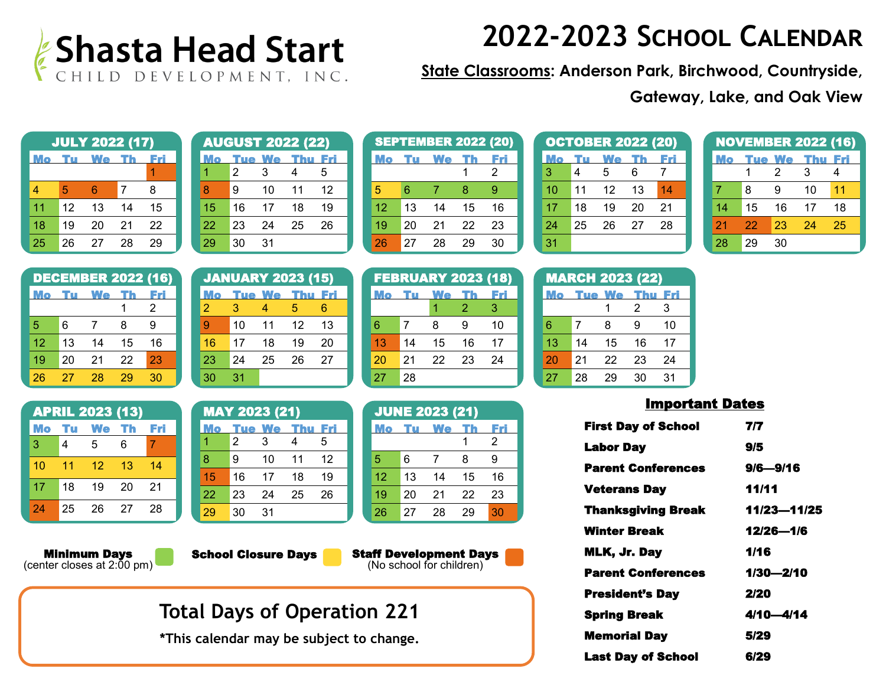# Shasta Head Start

CHILD DEVELOPMENT, INC.

# 2022-2023 School Calendar

**State Classrooms**: Anderson Park, Birchwood, Countryside, Gateway, Lake, and Oak View

### JULY 2022 (17)

| Mo | Tu | We | Th | Fri |
|---|---|---|---|---|
| | | | | 1 |
| 4 | 5 | 6 | 7 | 8 |
| 11 | 12 | 13 | 14 | 15 |
| 18 | 19 | 20 | 21 | 22 |
| 25 | 26 | 27 | 28 | 29 |

### AUGUST 2022 (22)

| Mo | Tue | We | Thu | Fri |
|---|---|---|---|---|
| 1 | 2 | 3 | 4 | 5 |
| 8 | 9 | 10 | 11 | 12 |
| 15 | 16 | 17 | 18 | 19 |
| 22 | 23 | 24 | 25 | 26 |
| 29 | 30 | 31 | | |

### SEPTEMBER 2022 (20)

| Mo | Tu | We | Th | Fri |
|---|---|---|---|---|
| | | | 1 | 2 |
| 5 | 6 | 7 | 8 | 9 |
| 12 | 13 | 14 | 15 | 16 |
| 19 | 20 | 21 | 22 | 23 |
| 26 | 27 | 28 | 29 | 30 |

### OCTOBER 2022 (20)

| Mo | Tu | We | Th | Fri |
|---|---|---|---|---|
| 3 | 4 | 5 | 6 | 7 |
| 10 | 11 | 12 | 13 | 14 |
| 17 | 18 | 19 | 20 | 21 |
| 24 | 25 | 26 | 27 | 28 |
| 31 | | | | |

### NOVEMBER 2022 (16)

| Mo | Tue | We | Thu | Fri |
|---|---|---|---|---|
| | 1 | 2 | 3 | 4 |
| 7 | 8 | 9 | 10 | 11 |
| 14 | 15 | 16 | 17 | 18 |
| 21 | 22 | 23 | 24 | 25 |
| 28 | 29 | 30 | | |

### DECEMBER 2022 (16)

| Mo | Tu | We | Th | Fri |
|---|---|---|---|---|
| | | | 1 | 2 |
| 5 | 6 | 7 | 8 | 9 |
| 12 | 13 | 14 | 15 | 16 |
| 19 | 20 | 21 | 22 | 23 |
| 26 | 27 | 28 | 29 | 30 |

### JANUARY 2023 (15)

| Mo | Tue | We | Thu | Fri |
|---|---|---|---|---|
| 2 | 3 | 4 | 5 | 6 |
| 9 | 10 | 11 | 12 | 13 |
| 16 | 17 | 18 | 19 | 20 |
| 23 | 24 | 25 | 26 | 27 |
| 30 | 31 | | | |

### FEBRUARY 2023 (18)

| Mo | Tu | We | Th | Fri |
|---|---|---|---|---|
| | | 1 | 2 | 3 |
| 6 | 7 | 8 | 9 | 10 |
| 13 | 14 | 15 | 16 | 17 |
| 20 | 21 | 22 | 23 | 24 |
| 27 | 28 | | | |

### MARCH 2023 (22)

| Mo | Tue | We | Thu | Fri |
|---|---|---|---|---|
| | | 1 | 2 | 3 |
| 6 | 7 | 8 | 9 | 10 |
| 13 | 14 | 15 | 16 | 17 |
| 20 | 21 | 22 | 23 | 24 |
| 27 | 28 | 29 | 30 | 31 |

### APRIL 2023 (13)

| Mo | Tu | We | Th | Fri |
|---|---|---|---|---|
| 3 | 4 | 5 | 6 | 7 |
| 10 | 11 | 12 | 13 | 14 |
| 17 | 18 | 19 | 20 | 21 |
| 24 | 25 | 26 | 27 | 28 |

### MAY 2023 (21)

| Mo | Tue | We | Thu | Fri |
|---|---|---|---|---|
| 1 | 2 | 3 | 4 | 5 |
| 8 | 9 | 10 | 11 | 12 |
| 15 | 16 | 17 | 18 | 19 |
| 22 | 23 | 24 | 25 | 26 |
| 29 | 30 | 31 | | |

### JUNE 2023 (21)

| Mo | Tu | We | Th | Fri |
|---|---|---|---|---|
| | | | 1 | 2 |
| 5 | 6 | 7 | 8 | 9 |
| 12 | 13 | 14 | 15 | 16 |
| 19 | 20 | 21 | 22 | 23 |
| 26 | 27 | 28 | 29 | 30 |

**Minimum Days** (center closes at 2:00 pm)

**School Closure Days**

**Staff Development Days** (No school for children)

## Total Days of Operation 221

*This calendar may be subject to change.

## Important Dates

| | |
|---|---|
| **First Day of School** | **7/7** |
| **Labor Day** | **9/5** |
| **Parent Conferences** | **9/6—9/16** |
| **Veterans Day** | **11/11** |
| **Thanksgiving Break** | **11/23—11/25** |
| **Winter Break** | **12/26—1/6** |
| **MLK, Jr. Day** | **1/16** |
| **Parent Conferences** | **1/30—2/10** |
| **President's Day** | **2/20** |
| **Spring Break** | **4/10—4/14** |
| **Memorial Day** | **5/29** |
| **Last Day of School** | **6/29** |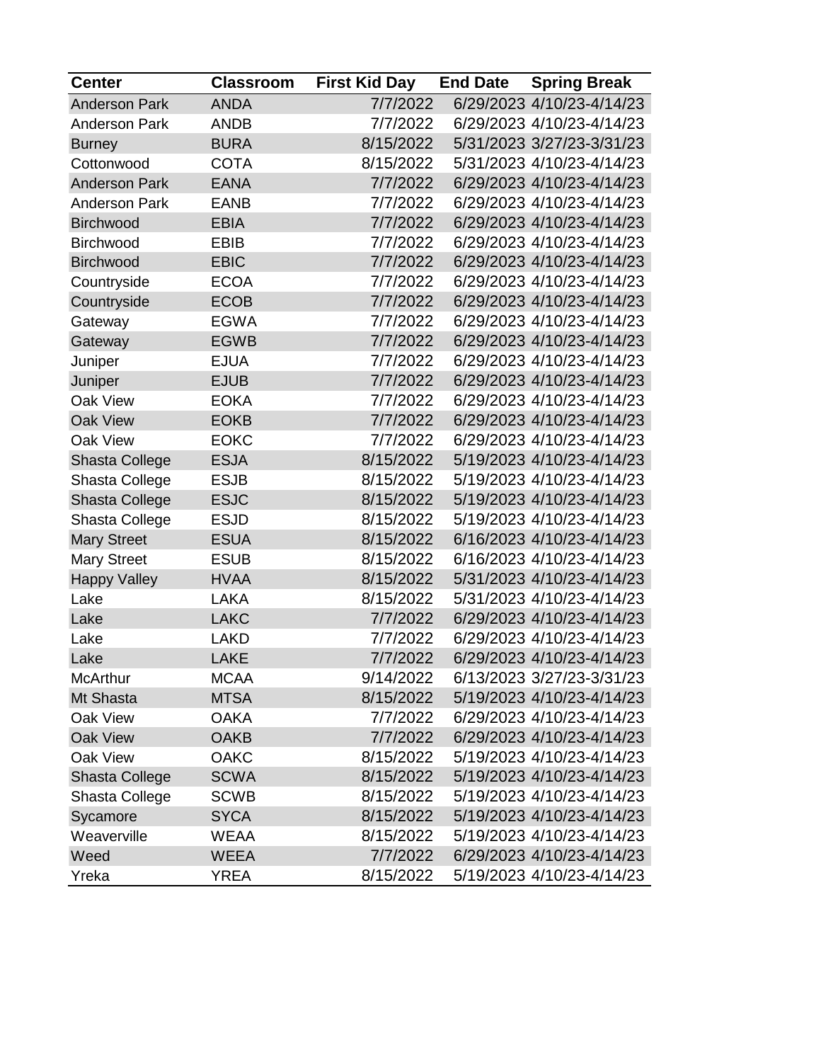| Center | Classroom | First Kid Day | End Date | Spring Break |
| --- | --- | --- | --- | --- |
| Anderson Park | ANDA | 7/7/2022 | 6/29/2023 | 4/10/23-4/14/23 |
| Anderson Park | ANDB | 7/7/2022 | 6/29/2023 | 4/10/23-4/14/23 |
| Burney | BURA | 8/15/2022 | 5/31/2023 | 3/27/23-3/31/23 |
| Cottonwood | COTA | 8/15/2022 | 5/31/2023 | 4/10/23-4/14/23 |
| Anderson Park | EANA | 7/7/2022 | 6/29/2023 | 4/10/23-4/14/23 |
| Anderson Park | EANB | 7/7/2022 | 6/29/2023 | 4/10/23-4/14/23 |
| Birchwood | EBIA | 7/7/2022 | 6/29/2023 | 4/10/23-4/14/23 |
| Birchwood | EBIB | 7/7/2022 | 6/29/2023 | 4/10/23-4/14/23 |
| Birchwood | EBIC | 7/7/2022 | 6/29/2023 | 4/10/23-4/14/23 |
| Countryside | ECOA | 7/7/2022 | 6/29/2023 | 4/10/23-4/14/23 |
| Countryside | ECOB | 7/7/2022 | 6/29/2023 | 4/10/23-4/14/23 |
| Gateway | EGWA | 7/7/2022 | 6/29/2023 | 4/10/23-4/14/23 |
| Gateway | EGWB | 7/7/2022 | 6/29/2023 | 4/10/23-4/14/23 |
| Juniper | EJUA | 7/7/2022 | 6/29/2023 | 4/10/23-4/14/23 |
| Juniper | EJUB | 7/7/2022 | 6/29/2023 | 4/10/23-4/14/23 |
| Oak View | EOKA | 7/7/2022 | 6/29/2023 | 4/10/23-4/14/23 |
| Oak View | EOKB | 7/7/2022 | 6/29/2023 | 4/10/23-4/14/23 |
| Oak View | EOKC | 7/7/2022 | 6/29/2023 | 4/10/23-4/14/23 |
| Shasta College | ESJA | 8/15/2022 | 5/19/2023 | 4/10/23-4/14/23 |
| Shasta College | ESJB | 8/15/2022 | 5/19/2023 | 4/10/23-4/14/23 |
| Shasta College | ESJC | 8/15/2022 | 5/19/2023 | 4/10/23-4/14/23 |
| Shasta College | ESJD | 8/15/2022 | 5/19/2023 | 4/10/23-4/14/23 |
| Mary Street | ESUA | 8/15/2022 | 6/16/2023 | 4/10/23-4/14/23 |
| Mary Street | ESUB | 8/15/2022 | 6/16/2023 | 4/10/23-4/14/23 |
| Happy Valley | HVAA | 8/15/2022 | 5/31/2023 | 4/10/23-4/14/23 |
| Lake | LAKA | 8/15/2022 | 5/31/2023 | 4/10/23-4/14/23 |
| Lake | LAKC | 7/7/2022 | 6/29/2023 | 4/10/23-4/14/23 |
| Lake | LAKD | 7/7/2022 | 6/29/2023 | 4/10/23-4/14/23 |
| Lake | LAKE | 7/7/2022 | 6/29/2023 | 4/10/23-4/14/23 |
| McArthur | MCAA | 9/14/2022 | 6/13/2023 | 3/27/23-3/31/23 |
| Mt Shasta | MTSA | 8/15/2022 | 5/19/2023 | 4/10/23-4/14/23 |
| Oak View | OAKA | 7/7/2022 | 6/29/2023 | 4/10/23-4/14/23 |
| Oak View | OAKB | 7/7/2022 | 6/29/2023 | 4/10/23-4/14/23 |
| Oak View | OAKC | 8/15/2022 | 5/19/2023 | 4/10/23-4/14/23 |
| Shasta College | SCWA | 8/15/2022 | 5/19/2023 | 4/10/23-4/14/23 |
| Shasta College | SCWB | 8/15/2022 | 5/19/2023 | 4/10/23-4/14/23 |
| Sycamore | SYCA | 8/15/2022 | 5/19/2023 | 4/10/23-4/14/23 |
| Weaverville | WEAA | 8/15/2022 | 5/19/2023 | 4/10/23-4/14/23 |
| Weed | WEEA | 7/7/2022 | 6/29/2023 | 4/10/23-4/14/23 |
| Yreka | YREA | 8/15/2022 | 5/19/2023 | 4/10/23-4/14/23 |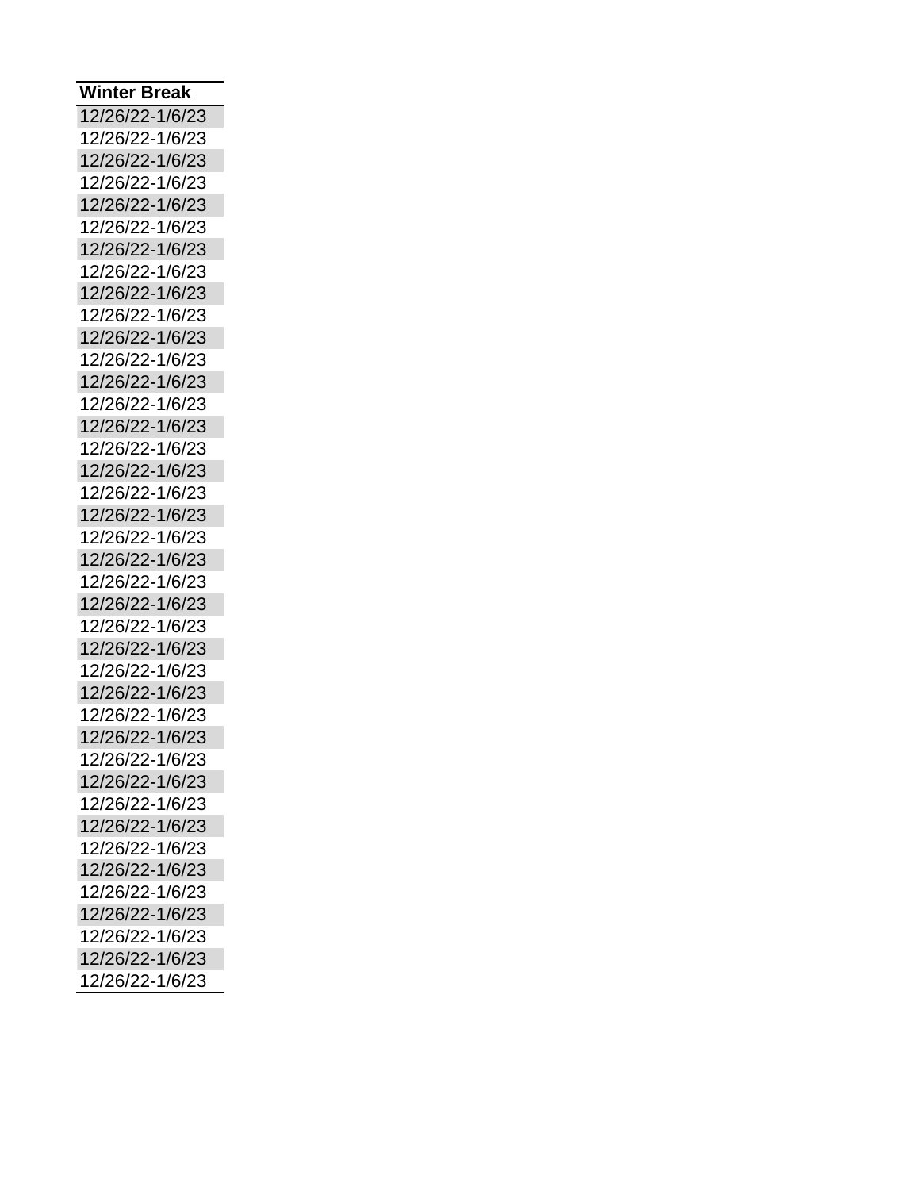| Winter Break |
|---|
| 12/26/22-1/6/23 |
| 12/26/22-1/6/23 |
| 12/26/22-1/6/23 |
| 12/26/22-1/6/23 |
| 12/26/22-1/6/23 |
| 12/26/22-1/6/23 |
| 12/26/22-1/6/23 |
| 12/26/22-1/6/23 |
| 12/26/22-1/6/23 |
| 12/26/22-1/6/23 |
| 12/26/22-1/6/23 |
| 12/26/22-1/6/23 |
| 12/26/22-1/6/23 |
| 12/26/22-1/6/23 |
| 12/26/22-1/6/23 |
| 12/26/22-1/6/23 |
| 12/26/22-1/6/23 |
| 12/26/22-1/6/23 |
| 12/26/22-1/6/23 |
| 12/26/22-1/6/23 |
| 12/26/22-1/6/23 |
| 12/26/22-1/6/23 |
| 12/26/22-1/6/23 |
| 12/26/22-1/6/23 |
| 12/26/22-1/6/23 |
| 12/26/22-1/6/23 |
| 12/26/22-1/6/23 |
| 12/26/22-1/6/23 |
| 12/26/22-1/6/23 |
| 12/26/22-1/6/23 |
| 12/26/22-1/6/23 |
| 12/26/22-1/6/23 |
| 12/26/22-1/6/23 |
| 12/26/22-1/6/23 |
| 12/26/22-1/6/23 |
| 12/26/22-1/6/23 |
| 12/26/22-1/6/23 |
| 12/26/22-1/6/23 |
| 12/26/22-1/6/23 |
| 12/26/22-1/6/23 |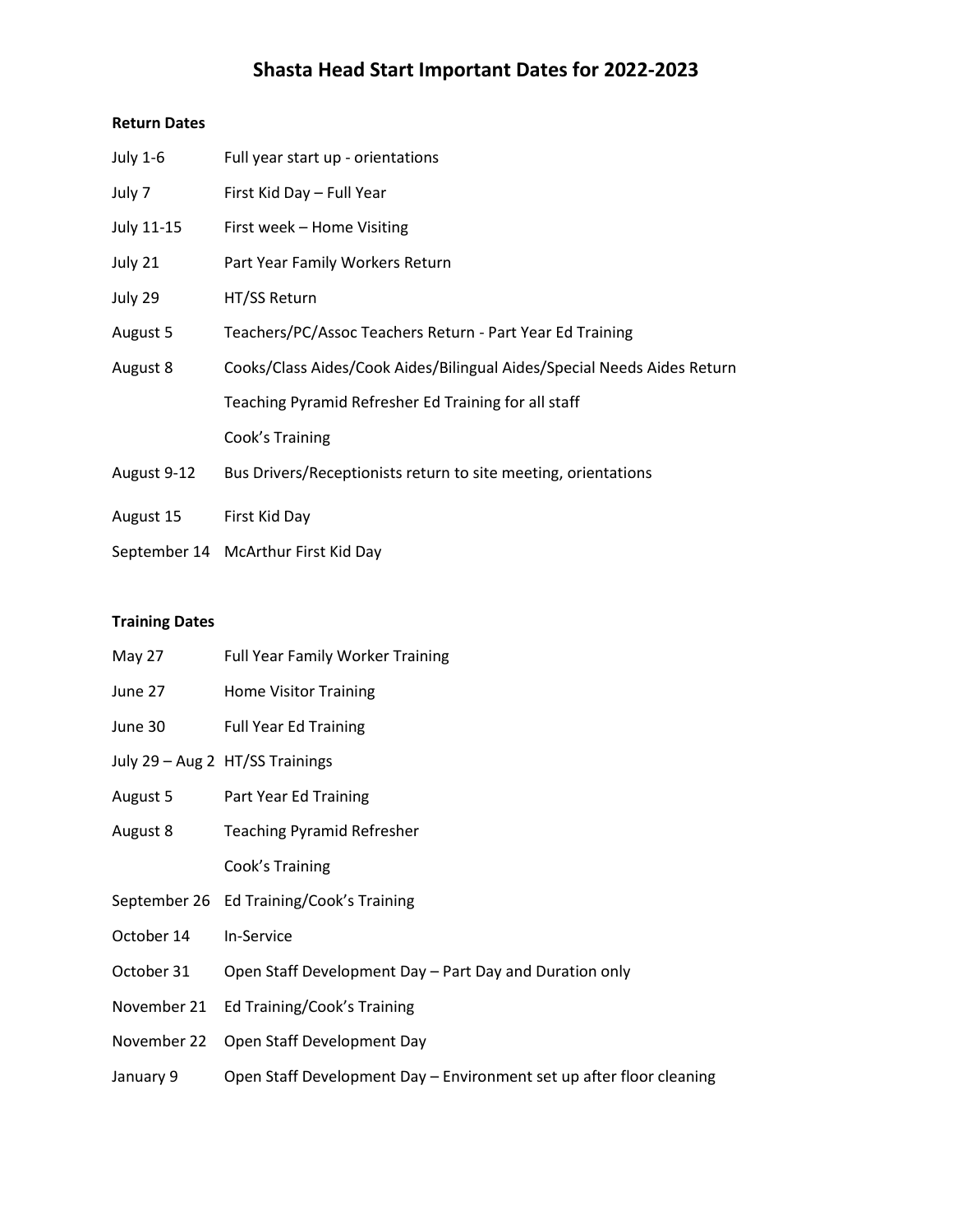# Shasta Head Start Important Dates for 2022-2023

**Return Dates**

| | |
|---|---|
| July 1-6 | Full year start up - orientations |
| July 7 | First Kid Day – Full Year |
| July 11-15 | First week – Home Visiting |
| July 21 | Part Year Family Workers Return |
| July 29 | HT/SS Return |
| August 5 | Teachers/PC/Assoc Teachers Return - Part Year Ed Training |
| August 8 | Cooks/Class Aides/Cook Aides/Bilingual Aides/Special Needs Aides Return |
| | Teaching Pyramid Refresher Ed Training for all staff |
| | Cook's Training |
| August 9-12 | Bus Drivers/Receptionists return to site meeting, orientations |
| August 15 | First Kid Day |
| September 14 | McArthur First Kid Day |

**Training Dates**

| | |
|---|---|
| May 27 | Full Year Family Worker Training |
| June 27 | Home Visitor Training |
| June 30 | Full Year Ed Training |
| July 29 – Aug 2 | HT/SS Trainings |
| August 5 | Part Year Ed Training |
| August 8 | Teaching Pyramid Refresher |
| | Cook's Training |
| September 26 | Ed Training/Cook's Training |
| October 14 | In-Service |
| October 31 | Open Staff Development Day – Part Day and Duration only |
| November 21 | Ed Training/Cook's Training |
| November 22 | Open Staff Development Day |
| January 9 | Open Staff Development Day – Environment set up after floor cleaning |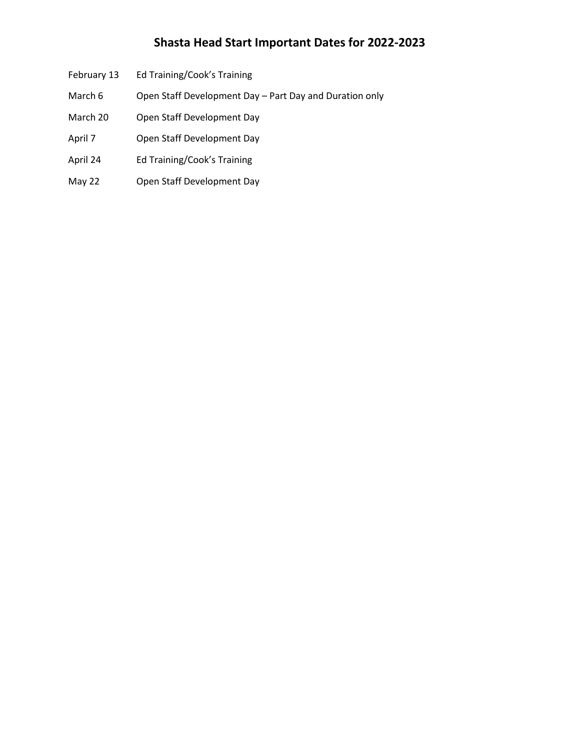# Shasta Head Start Important Dates for 2022-2023

| | |
|---|---|
| February 13 | Ed Training/Cook's Training |
| March 6 | Open Staff Development Day – Part Day and Duration only |
| March 20 | Open Staff Development Day |
| April 7 | Open Staff Development Day |
| April 24 | Ed Training/Cook's Training |
| May 22 | Open Staff Development Day |